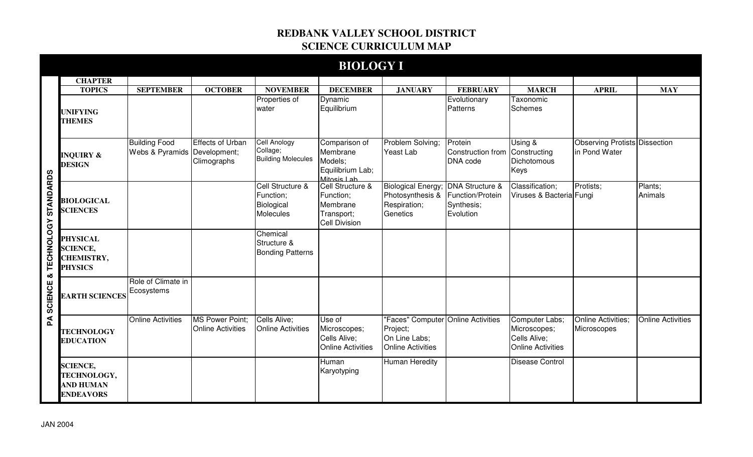# REDBANK VALLEY SCHOOL DISTRICT
## SCIENCE CURRICULUM MAP

## BIOLOGY I

PA SCIENCE & TECHNOLOGY STANDARDS

| CHAPTER TOPICS | SEPTEMBER | OCTOBER | NOVEMBER | DECEMBER | JANUARY | FEBRUARY | MARCH | APRIL | MAY |
|---|---|---|---|---|---|---|---|---|---|
| **UNIFYING THEMES** | | | Properties of water | Dynamic Equilibrium | | Evolutionary Patterns | Taxonomic Schemes | | |
| **INQUIRY & DESIGN** | Building Food Webs & Pyramids | Effects of Urban Development; Climographs | Cell Anology Collage; Building Molecules | Comparison of Membrane Models; Equilibrium Lab; Mitosis Lab | Problem Solving; Yeast Lab | Protein Construction from DNA code | Using & Constructing Dichotomous Keys | Observing Protists in Pond Water | Dissection |
| **BIOLOGICAL SCIENCES** | | | Cell Structure & Function; Biological Molecules | Cell Structure & Function; Membrane Transport; Cell Division | Biological Energy; Photosynthesis & Respiration; Genetics | DNA Structure & Function/Protein Synthesis; Evolution | Classification; Viruses & Bacteria | Protists; Fungi | Plants; Animals |
| **PHYSICAL SCIENCE, CHEMISTRY, PHYSICS** | | | Chemical Structure & Bonding Patterns | | | | | | |
| **EARTH SCIENCES** | Role of Climate in Ecosystems | | | | | | | | |
| **TECHNOLOGY EDUCATION** | Online Activities | MS Power Point; Online Activities | Cells Alive; Online Activities | Use of Microscopes; Cells Alive; Online Activities | "Faces" Computer Project; On Line Labs; Online Activities | Online Activities | Computer Labs; Microscopes; Cells Alive; Online Activities | Online Activities; Microscopes | Online Activities |
| **SCIENCE, TECHNOLOGY, AND HUMAN ENDEAVORS** | | | | Human Karyotyping | Human Heredity | | Disease Control | | |

JAN 2004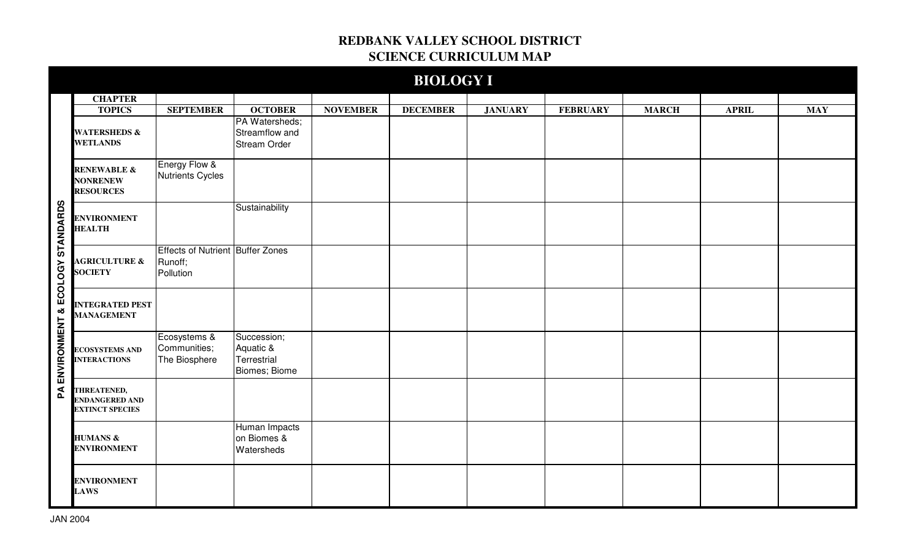# REDBANK VALLEY SCHOOL DISTRICT
## SCIENCE CURRICULUM MAP

## BIOLOGY I

**PA ENVIRONMENT & ECOLOGY STANDARDS**

| CHAPTER TOPICS | SEPTEMBER | OCTOBER | NOVEMBER | DECEMBER | JANUARY | FEBRUARY | MARCH | APRIL | MAY |
|---|---|---|---|---|---|---|---|---|---|
| WATERSHEDS & WETLANDS | | PA Watersheds; Streamflow and Stream Order | | | | | | | |
| RENEWABLE & NONRENEW RESOURCES | Energy Flow & Nutrients Cycles | | | | | | | | |
| ENVIRONMENT HEALTH | | Sustainability | | | | | | | |
| AGRICULTURE & SOCIETY | Effects of Nutrient Runoff; Pollution | Buffer Zones | | | | | | | |
| INTEGRATED PEST MANAGEMENT | | | | | | | | | |
| ECOSYSTEMS AND INTERACTIONS | Ecosystems & Communities; The Biosphere | Succession; Aquatic & Terrestrial Biomes; Biome | | | | | | | |
| THREATENED, ENDANGERED AND EXTINCT SPECIES | | | | | | | | | |
| HUMANS & ENVIRONMENT | | Human Impacts on Biomes & Watersheds | | | | | | | |
| ENVIRONMENT LAWS | | | | | | | | | |

JAN 2004